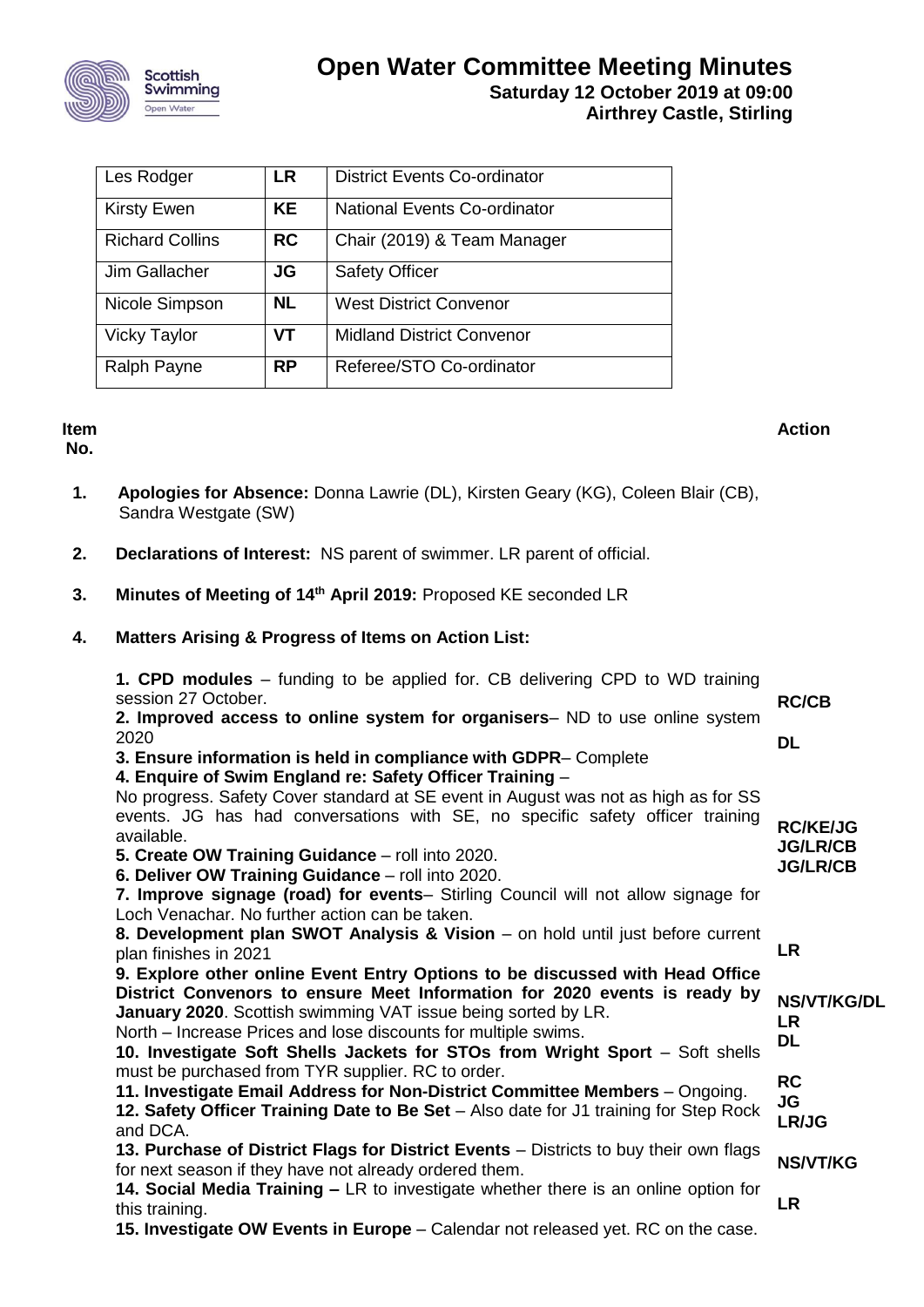# Open Water Committee Meeting Minutes

**Saturday 12 October 2019 at 09:00**
**Airthrey Castle, Stirling**

| | | |
|---|---|---|
| Les Rodger | **LR** | District Events Co-ordinator |
| Kirsty Ewen | **KE** | National Events Co-ordinator |
| Richard Collins | **RC** | Chair (2019) & Team Manager |
| Jim Gallacher | **JG** | Safety Officer |
| Nicole Simpson | **NL** | West District Convenor |
| Vicky Taylor | **VT** | Midland District Convenor |
| Ralph Payne | **RP** | Referee/STO Co-ordinator |

| Item No. | | Action |
|---|---|---|
| **1.** | **Apologies for Absence:** Donna Lawrie (DL), Kirsten Geary (KG), Coleen Blair (CB), Sandra Westgate (SW) | |
| **2.** | **Declarations of Interest:** NS parent of swimmer. LR parent of official. | |
| **3.** | **Minutes of Meeting of 14th April 2019:** Proposed KE seconded LR | |
| **4.** | **Matters Arising & Progress of Items on Action List:** | |
| | **1. CPD modules** – funding to be applied for. CB delivering CPD to WD training session 27 October. | **RC/CB** |
| | **2. Improved access to online system for organisers**– ND to use online system 2020 | **DL** |
| | **3. Ensure information is held in compliance with GDPR**– Complete | |
| | **4. Enquire of Swim England re: Safety Officer Training** – No progress. Safety Cover standard at SE event in August was not as high as for SS events. JG has had conversations with SE, no specific safety officer training available. | **RC/KE/JG** |
| | **5. Create OW Training Guidance** – roll into 2020. | **JG/LR/CB** |
| | **6. Deliver OW Training Guidance** – roll into 2020. | **JG/LR/CB** |
| | **7. Improve signage (road) for events**– Stirling Council will not allow signage for Loch Venachar. No further action can be taken. | |
| | **8. Development plan SWOT Analysis & Vision** – on hold until just before current plan finishes in 2021 | **LR** |
| | **9. Explore other online Event Entry Options to be discussed with Head Office District Convenors to ensure Meet Information for 2020 events is ready by January 2020**. Scottish swimming VAT issue being sorted by LR. | **NS/VT/KG/DL** **LR** |
| | North – Increase Prices and lose discounts for multiple swims. | **DL** |
| | **10. Investigate Soft Shells Jackets for STOs from Wright Sport** – Soft shells must be purchased from TYR supplier. RC to order. | **RC** |
| | **11. Investigate Email Address for Non-District Committee Members** – Ongoing. | **JG** |
| | **12. Safety Officer Training Date to Be Set** – Also date for J1 training for Step Rock and DCA. | **LR/JG** |
| | **13. Purchase of District Flags for District Events** – Districts to buy their own flags for next season if they have not already ordered them. | **NS/VT/KG** |
| | **14. Social Media Training –** LR to investigate whether there is an online option for this training. | **LR** |
| | **15. Investigate OW Events in Europe** – Calendar not released yet. RC on the case. | |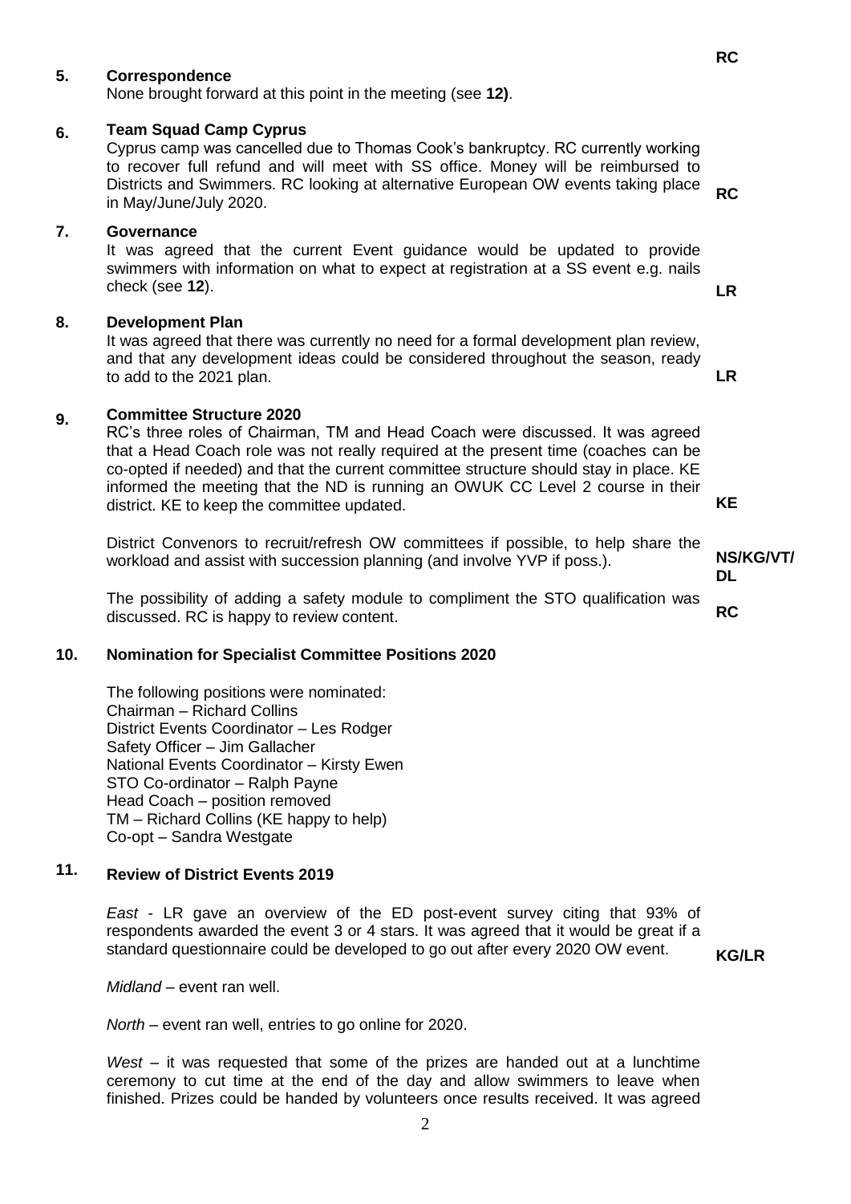**RC**

## 5. Correspondence

None brought forward at this point in the meeting (see **12)**.

## 6. Team Squad Camp Cyprus

Cyprus camp was cancelled due to Thomas Cook's bankruptcy. RC currently working to recover full refund and will meet with SS office. Money will be reimbursed to Districts and Swimmers. RC looking at alternative European OW events taking place in May/June/July 2020. **RC**

## 7. Governance

It was agreed that the current Event guidance would be updated to provide swimmers with information on what to expect at registration at a SS event e.g. nails check (see **12**). **LR**

## 8. Development Plan

It was agreed that there was currently no need for a formal development plan review, and that any development ideas could be considered throughout the season, ready to add to the 2021 plan. **LR**

## 9. Committee Structure 2020

RC's three roles of Chairman, TM and Head Coach were discussed. It was agreed that a Head Coach role was not really required at the present time (coaches can be co-opted if needed) and that the current committee structure should stay in place. KE informed the meeting that the ND is running an OWUK CC Level 2 course in their district. KE to keep the committee updated. **KE**

District Convenors to recruit/refresh OW committees if possible, to help share the workload and assist with succession planning (and involve YVP if poss.). **NS/KG/VT/DL**

The possibility of adding a safety module to compliment the STO qualification was discussed. RC is happy to review content. **RC**

## 10. Nomination for Specialist Committee Positions 2020

The following positions were nominated:
Chairman – Richard Collins
District Events Coordinator – Les Rodger
Safety Officer – Jim Gallacher
National Events Coordinator – Kirsty Ewen
STO Co-ordinator – Ralph Payne
Head Coach – position removed
TM – Richard Collins (KE happy to help)
Co-opt – Sandra Westgate

## 11. Review of District Events 2019

*East* - LR gave an overview of the ED post-event survey citing that 93% of respondents awarded the event 3 or 4 stars. It was agreed that it would be great if a standard questionnaire could be developed to go out after every 2020 OW event. **KG/LR**

*Midland* – event ran well.

*North* – event ran well, entries to go online for 2020.

*West* – it was requested that some of the prizes are handed out at a lunchtime ceremony to cut time at the end of the day and allow swimmers to leave when finished. Prizes could be handed by volunteers once results received. It was agreed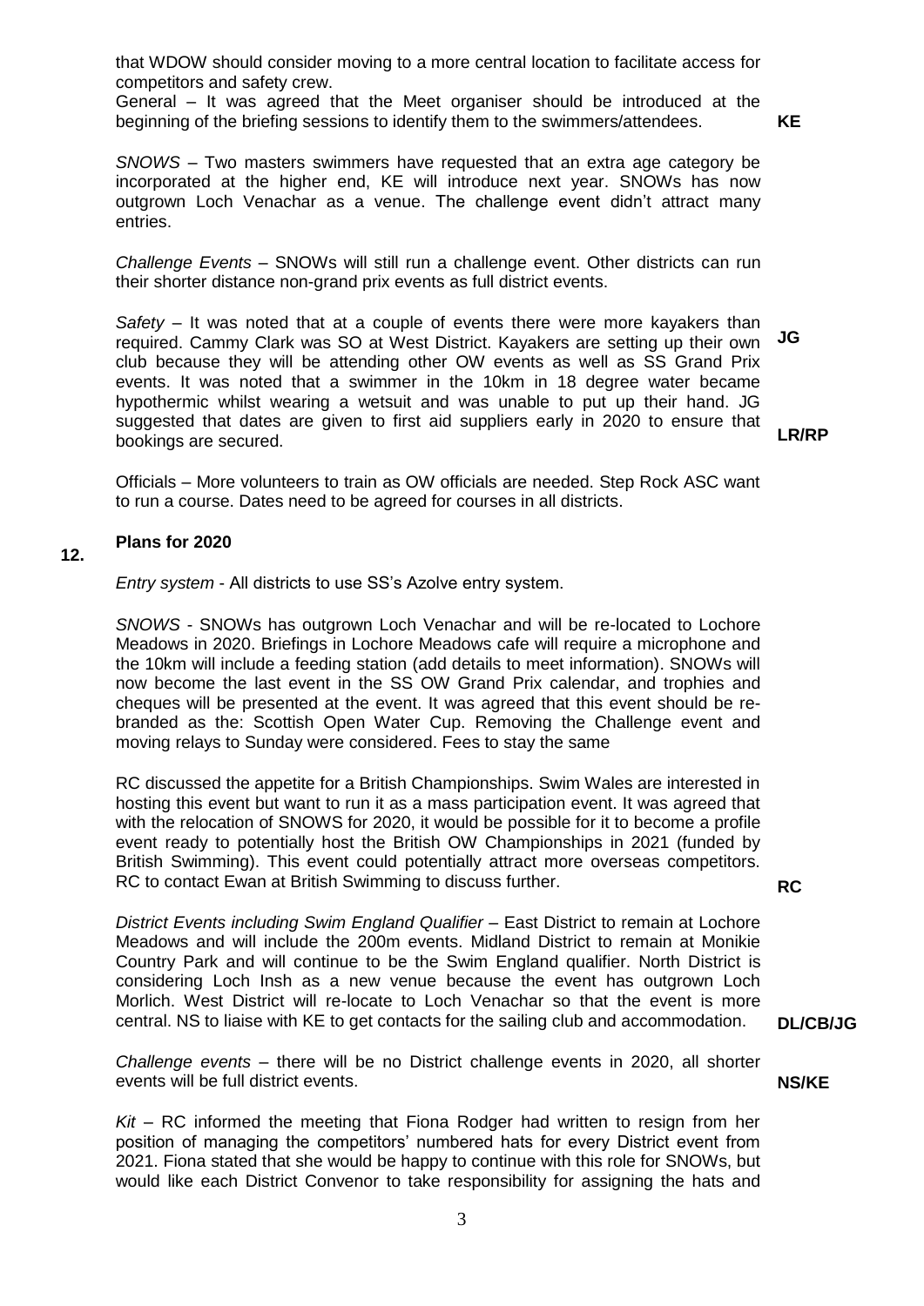that WDOW should consider moving to a more central location to facilitate access for competitors and safety crew.

General – It was agreed that the Meet organiser should be introduced at the beginning of the briefing sessions to identify them to the swimmers/attendees. **KE**

*SNOWS* – Two masters swimmers have requested that an extra age category be incorporated at the higher end, KE will introduce next year. SNOWs has now outgrown Loch Venachar as a venue. The challenge event didn't attract many entries.

*Challenge Events* – SNOWs will still run a challenge event. Other districts can run their shorter distance non-grand prix events as full district events.

*Safety* – It was noted that at a couple of events there were more kayakers than required. Cammy Clark was SO at West District. Kayakers are setting up their own club because they will be attending other OW events as well as SS Grand Prix events. It was noted that a swimmer in the 10km in 18 degree water became hypothermic whilst wearing a wetsuit and was unable to put up their hand. JG suggested that dates are given to first aid suppliers early in 2020 to ensure that bookings are secured. **JG** **LR/RP**

Officials – More volunteers to train as OW officials are needed. Step Rock ASC want to run a course. Dates need to be agreed for courses in all districts.

## 12. Plans for 2020

*Entry system* - All districts to use SS's Azolve entry system.

*SNOWS* - SNOWs has outgrown Loch Venachar and will be re-located to Lochore Meadows in 2020. Briefings in Lochore Meadows cafe will require a microphone and the 10km will include a feeding station (add details to meet information). SNOWs will now become the last event in the SS OW Grand Prix calendar, and trophies and cheques will be presented at the event. It was agreed that this event should be re-branded as the: Scottish Open Water Cup. Removing the Challenge event and moving relays to Sunday were considered. Fees to stay the same

RC discussed the appetite for a British Championships. Swim Wales are interested in hosting this event but want to run it as a mass participation event. It was agreed that with the relocation of SNOWS for 2020, it would be possible for it to become a profile event ready to potentially host the British OW Championships in 2021 (funded by British Swimming). This event could potentially attract more overseas competitors. RC to contact Ewan at British Swimming to discuss further. **RC**

*District Events including Swim England Qualifier* – East District to remain at Lochore Meadows and will include the 200m events. Midland District to remain at Monikie Country Park and will continue to be the Swim England qualifier. North District is considering Loch Insh as a new venue because the event has outgrown Loch Morlich. West District will re-locate to Loch Venachar so that the event is more central. NS to liaise with KE to get contacts for the sailing club and accommodation. **DL/CB/JG**

*Challenge events* – there will be no District challenge events in 2020, all shorter events will be full district events. **NS/KE**

*Kit* – RC informed the meeting that Fiona Rodger had written to resign from her position of managing the competitors' numbered hats for every District event from 2021. Fiona stated that she would be happy to continue with this role for SNOWs, but would like each District Convenor to take responsibility for assigning the hats and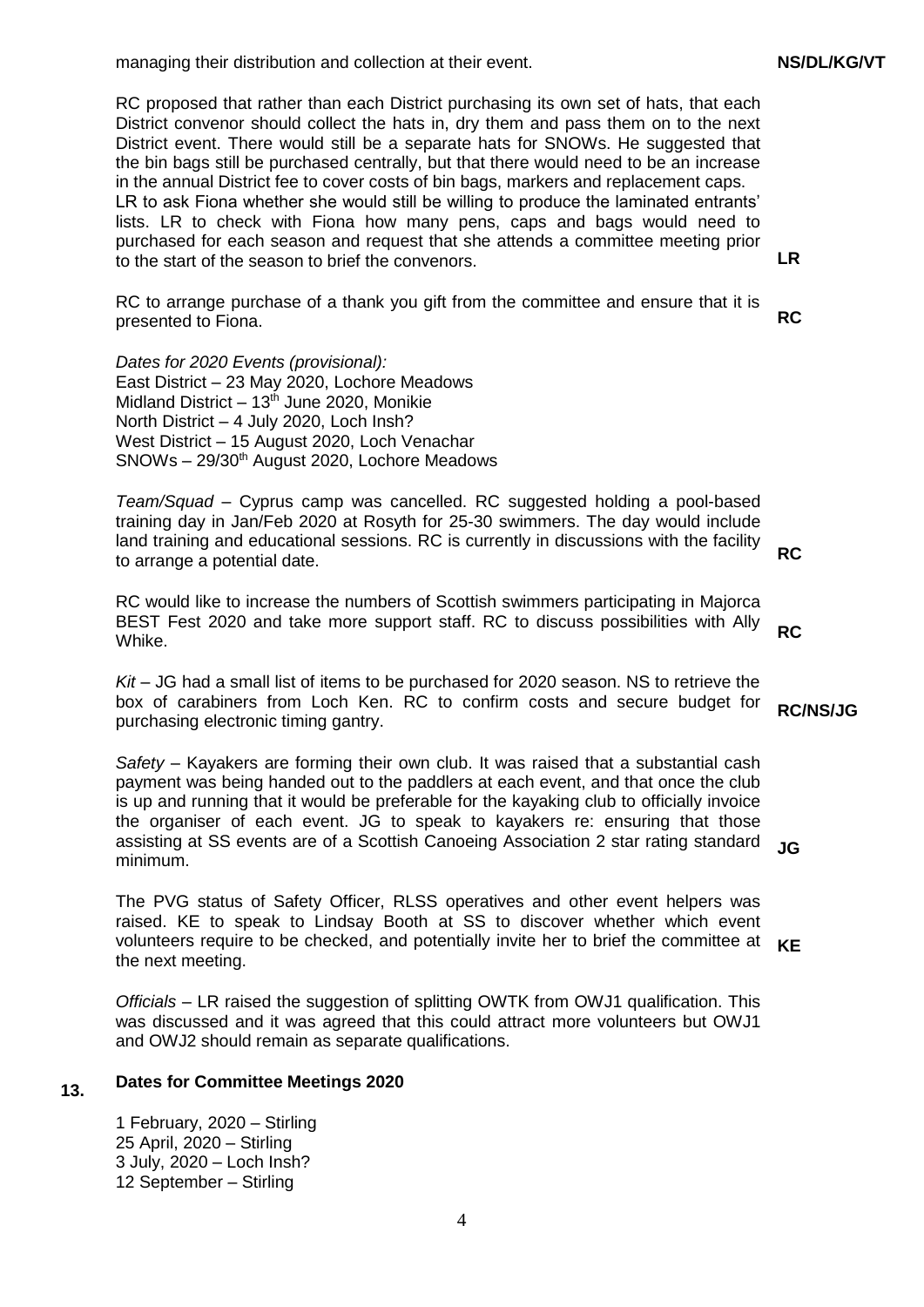managing their distribution and collection at their event. **NS/DL/KG/VT**

RC proposed that rather than each District purchasing its own set of hats, that each District convenor should collect the hats in, dry them and pass them on to the next District event. There would still be a separate hats for SNOWs. He suggested that the bin bags still be purchased centrally, but that there would need to be an increase in the annual District fee to cover costs of bin bags, markers and replacement caps. LR to ask Fiona whether she would still be willing to produce the laminated entrants' lists. LR to check with Fiona how many pens, caps and bags would need to purchased for each season and request that she attends a committee meeting prior to the start of the season to brief the convenors. **LR**

RC to arrange purchase of a thank you gift from the committee and ensure that it is presented to Fiona. **RC**

*Dates for 2020 Events (provisional):*
East District – 23 May 2020, Lochore Meadows
Midland District – 13th June 2020, Monikie
North District – 4 July 2020, Loch Insh?
West District – 15 August 2020, Loch Venachar
SNOWs – 29/30th August 2020, Lochore Meadows

*Team/Squad* – Cyprus camp was cancelled. RC suggested holding a pool-based training day in Jan/Feb 2020 at Rosyth for 25-30 swimmers. The day would include land training and educational sessions. RC is currently in discussions with the facility to arrange a potential date. **RC**

RC would like to increase the numbers of Scottish swimmers participating in Majorca BEST Fest 2020 and take more support staff. RC to discuss possibilities with Ally Whike. **RC**

*Kit* – JG had a small list of items to be purchased for 2020 season. NS to retrieve the box of carabiners from Loch Ken. RC to confirm costs and secure budget for purchasing electronic timing gantry. **RC/NS/JG**

*Safety* – Kayakers are forming their own club. It was raised that a substantial cash payment was being handed out to the paddlers at each event, and that once the club is up and running that it would be preferable for the kayaking club to officially invoice the organiser of each event. JG to speak to kayakers re: ensuring that those assisting at SS events are of a Scottish Canoeing Association 2 star rating standard minimum. **JG**

The PVG status of Safety Officer, RLSS operatives and other event helpers was raised. KE to speak to Lindsay Booth at SS to discover whether which event volunteers require to be checked, and potentially invite her to brief the committee at the next meeting. **KE**

*Officials* – LR raised the suggestion of splitting OWTK from OWJ1 qualification. This was discussed and it was agreed that this could attract more volunteers but OWJ1 and OWJ2 should remain as separate qualifications.

## 13. Dates for Committee Meetings 2020

1 February, 2020 – Stirling
25 April, 2020 – Stirling
3 July, 2020 – Loch Insh?
12 September – Stirling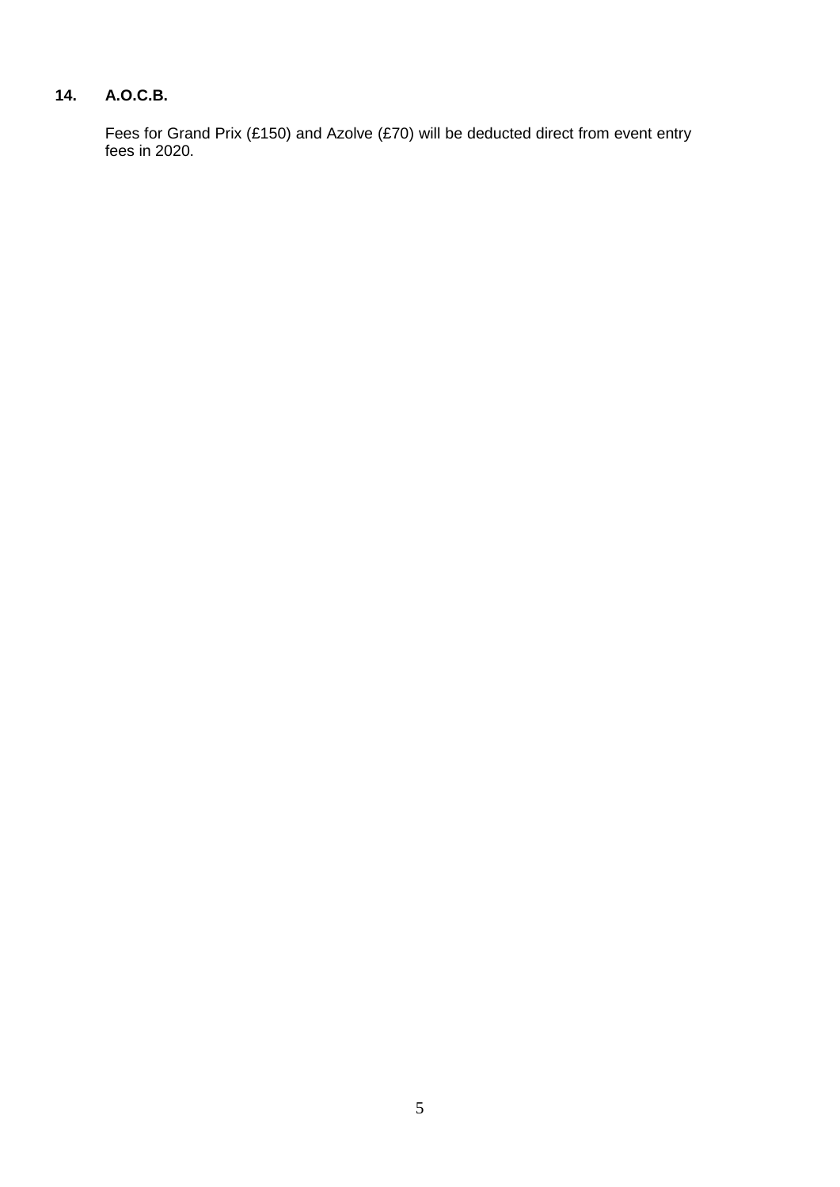**14. A.O.C.B.**

Fees for Grand Prix (£150) and Azolve (£70) will be deducted direct from event entry fees in 2020.